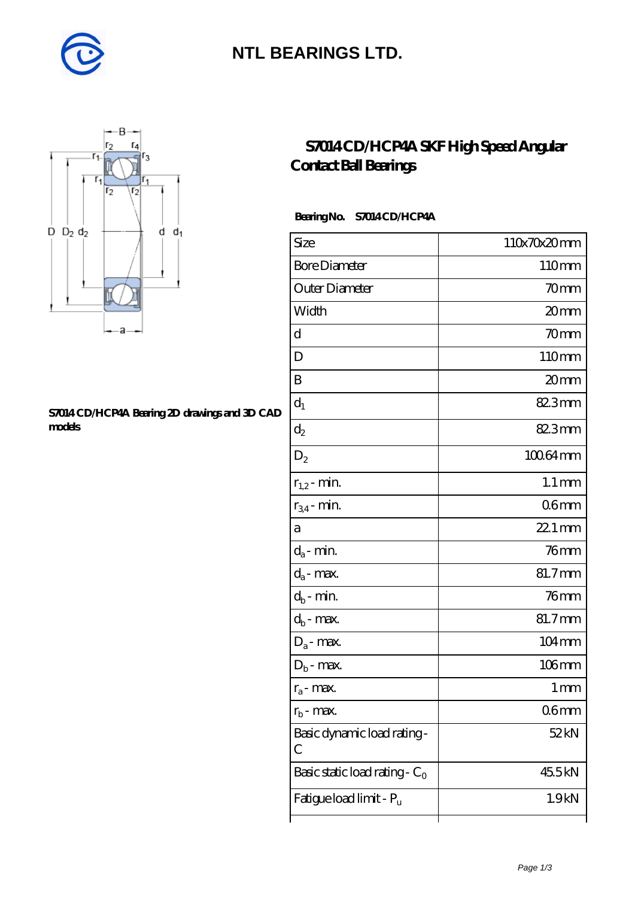# NTL BEARINGS LTD.

## S7014 CD/HCP4A SKF High Speed Angular Contact Ball Bearings

**S7014 CD/HCP4A Bearing 2D drawings and 3D CAD models**

**Bearing No. S7014 CD/HCP4A**

| Size | 110x70x20 mm |
|---|---|
| Bore Diameter | 110 mm |
| Outer Diameter | 70 mm |
| Width | 20 mm |
| d | 70 mm |
| D | 110 mm |
| B | 20 mm |
| $d_1$ | 82.3 mm |
| $d_2$ | 82.3 mm |
| $D_2$ | 100.64 mm |
| $r_{1,2}$ - min. | 1.1 mm |
| $r_{3,4}$ - min. | 0.6 mm |
| a | 22.1 mm |
| $d_a$ - min. | 76 mm |
| $d_a$ - max. | 81.7 mm |
| $d_b$ - min. | 76 mm |
| $d_b$ - max. | 81.7 mm |
| $D_a$ - max. | 104 mm |
| $D_b$ - max. | 106 mm |
| $r_a$ - max. | 1 mm |
| $r_b$ - max. | 0.6 mm |
| Basic dynamic load rating - C | 52 kN |
| Basic static load rating - $C_0$ | 45.5 kN |
| Fatigue load limit - $P_u$ | 1.9 kN |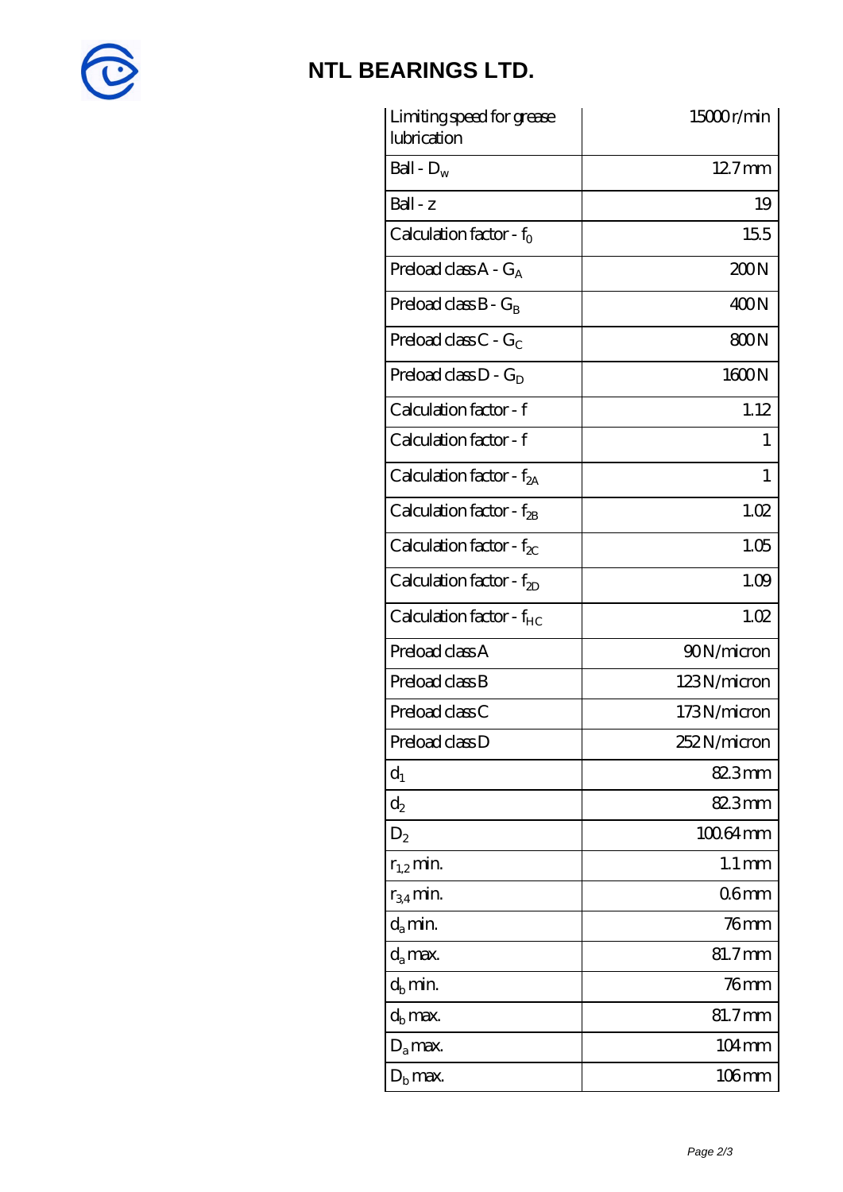# NTL BEARINGS LTD.

| | |
|---|---|
| Limiting speed for grease lubrication | 15000 r/min |
| Ball - $D_w$ | 12.7 mm |
| Ball - z | 19 |
| Calculation factor - $f_0$ | 15.5 |
| Preload class A - $G_A$ | 200 N |
| Preload class B - $G_B$ | 400 N |
| Preload class C - $G_C$ | 800 N |
| Preload class D - $G_D$ | 1600 N |
| Calculation factor - f | 1.12 |
| Calculation factor - f | 1 |
| Calculation factor - $f_{2A}$ | 1 |
| Calculation factor - $f_{2B}$ | 1.02 |
| Calculation factor - $f_{2C}$ | 1.05 |
| Calculation factor - $f_{2D}$ | 1.09 |
| Calculation factor - $f_{HC}$ | 1.02 |
| Preload class A | 90 N/micron |
| Preload class B | 123 N/micron |
| Preload class C | 173 N/micron |
| Preload class D | 252 N/micron |
| $d_1$ | 82.3 mm |
| $d_2$ | 82.3 mm |
| $D_2$ | 100.64 mm |
| $r_{1,2}$ min. | 1.1 mm |
| $r_{3,4}$ min. | 0.6 mm |
| $d_a$ min. | 76 mm |
| $d_a$ max. | 81.7 mm |
| $d_b$ min. | 76 mm |
| $d_b$ max. | 81.7 mm |
| $D_a$ max. | 104 mm |
| $D_b$ max. | 106 mm |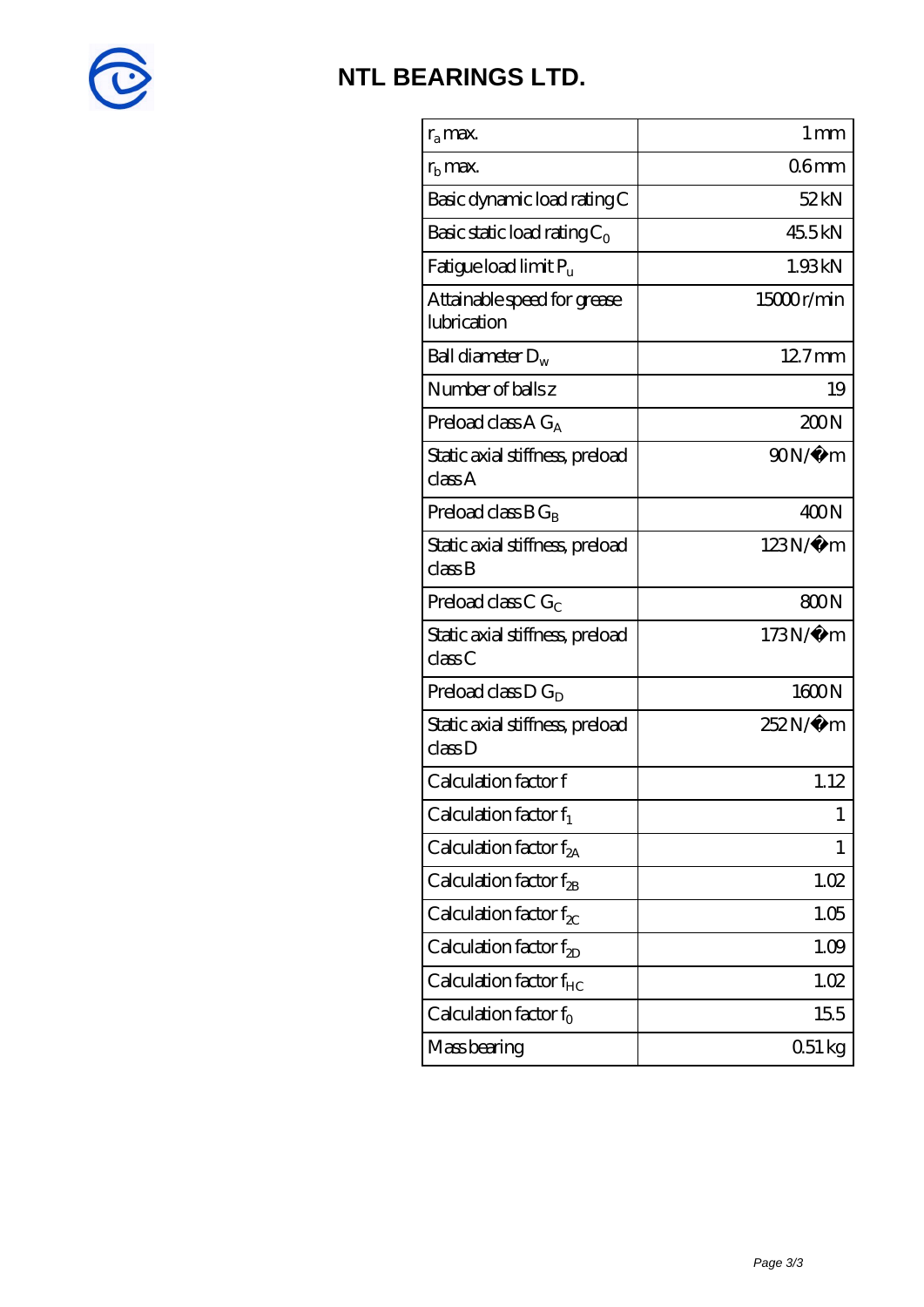# NTL BEARINGS LTD.

| | |
|---|---|
| $r_a$ max. | 1 mm |
| $r_b$ max. | 0.6 mm |
| Basic dynamic load rating C | 52 kN |
| Basic static load rating $C_0$ | 45.5 kN |
| Fatigue load limit $P_u$ | 1.93 kN |
| Attainable speed for grease lubrication | 15000 r/min |
| Ball diameter $D_w$ | 12.7 mm |
| Number of balls z | 19 |
| Preload class A $G_A$ | 200 N |
| Static axial stiffness, preload class A | 90 N/�m |
| Preload class B $G_B$ | 400 N |
| Static axial stiffness, preload class B | 123 N/�m |
| Preload class C $G_C$ | 800 N |
| Static axial stiffness, preload class C | 173 N/�m |
| Preload class D $G_D$ | 1600 N |
| Static axial stiffness, preload class D | 252 N/�m |
| Calculation factor f | 1.12 |
| Calculation factor $f_1$ | 1 |
| Calculation factor $f_{2A}$ | 1 |
| Calculation factor $f_{2B}$ | 1.02 |
| Calculation factor $f_{2C}$ | 1.05 |
| Calculation factor $f_{2D}$ | 1.09 |
| Calculation factor $f_{HC}$ | 1.02 |
| Calculation factor $f_0$ | 15.5 |
| Mass bearing | 0.51 kg |